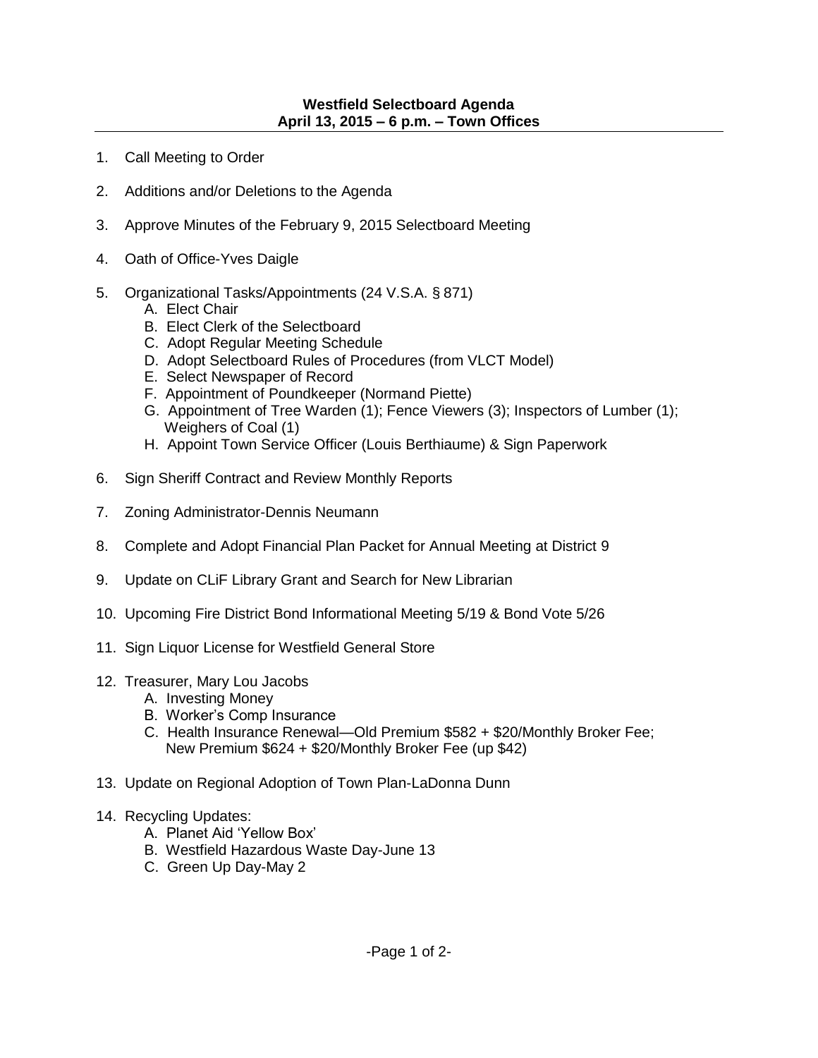**Westfield Selectboard Agenda**
**April 13, 2015 – 6 p.m. – Town Offices**

1. Call Meeting to Order
2. Additions and/or Deletions to the Agenda
3. Approve Minutes of the February 9, 2015 Selectboard Meeting
4. Oath of Office-Yves Daigle
5. Organizational Tasks/Appointments (24 V.S.A. § 871)
   - A. Elect Chair
   - B. Elect Clerk of the Selectboard
   - C. Adopt Regular Meeting Schedule
   - D. Adopt Selectboard Rules of Procedures (from VLCT Model)
   - E. Select Newspaper of Record
   - F. Appointment of Poundkeeper (Normand Piette)
   - G. Appointment of Tree Warden (1); Fence Viewers (3); Inspectors of Lumber (1); Weighers of Coal (1)
   - H. Appoint Town Service Officer (Louis Berthiaume) & Sign Paperwork
6. Sign Sheriff Contract and Review Monthly Reports
7. Zoning Administrator-Dennis Neumann
8. Complete and Adopt Financial Plan Packet for Annual Meeting at District 9
9. Update on CLiF Library Grant and Search for New Librarian
10. Upcoming Fire District Bond Informational Meeting 5/19 & Bond Vote 5/26
11. Sign Liquor License for Westfield General Store
12. Treasurer, Mary Lou Jacobs
    - A. Investing Money
    - B. Worker's Comp Insurance
    - C. Health Insurance Renewal—Old Premium $582 + $20/Monthly Broker Fee; New Premium $624 + $20/Monthly Broker Fee (up $42)
13. Update on Regional Adoption of Town Plan-LaDonna Dunn
14. Recycling Updates:
    - A. Planet Aid 'Yellow Box'
    - B. Westfield Hazardous Waste Day-June 13
    - C. Green Up Day-May 2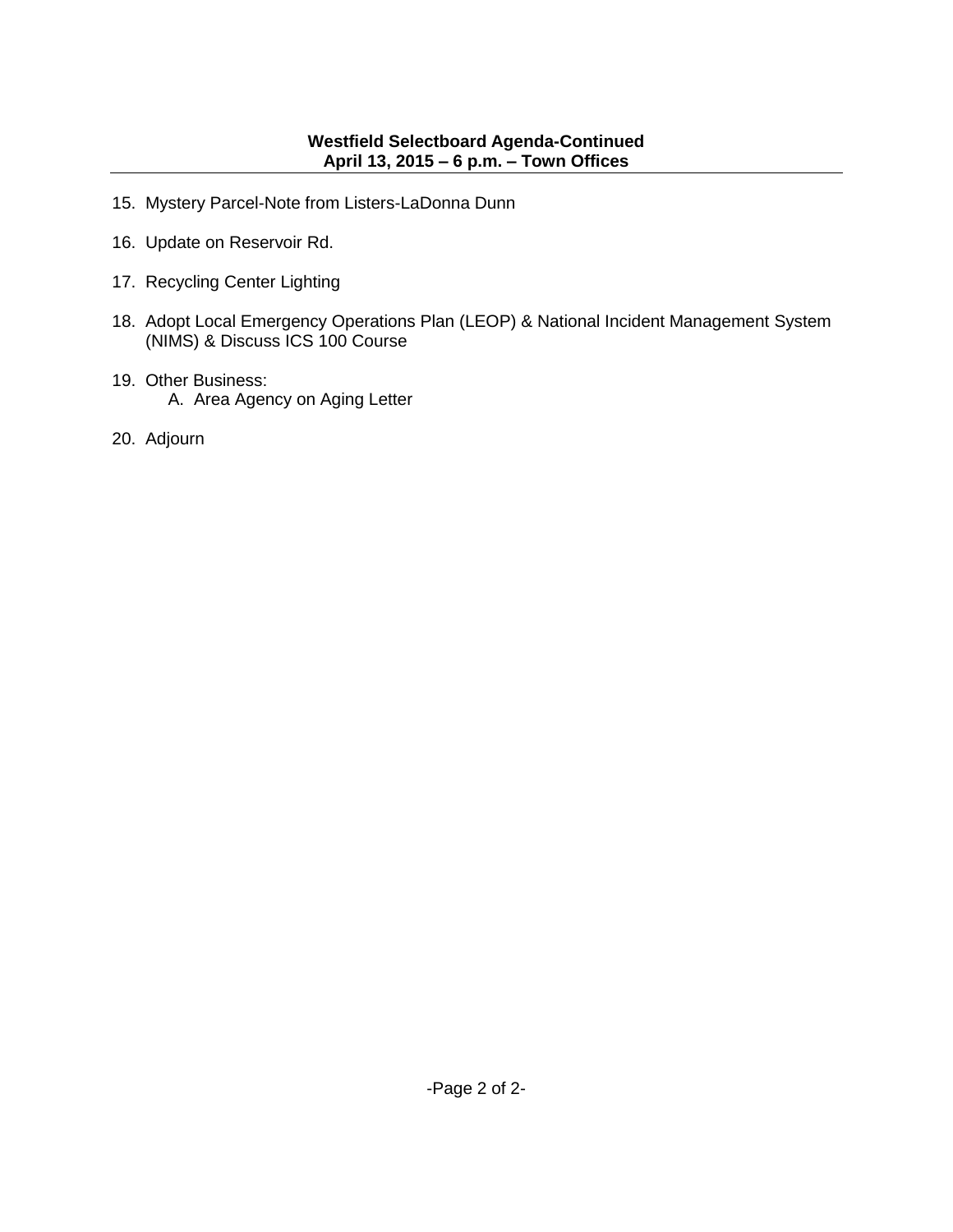**Westfield Selectboard Agenda-Continued**
**April 13, 2015 – 6 p.m. – Town Offices**

---

15. Mystery Parcel-Note from Listers-LaDonna Dunn

16. Update on Reservoir Rd.

17. Recycling Center Lighting

18. Adopt Local Emergency Operations Plan (LEOP) & National Incident Management System (NIMS) & Discuss ICS 100 Course

19. Other Business:
    A. Area Agency on Aging Letter

20. Adjourn